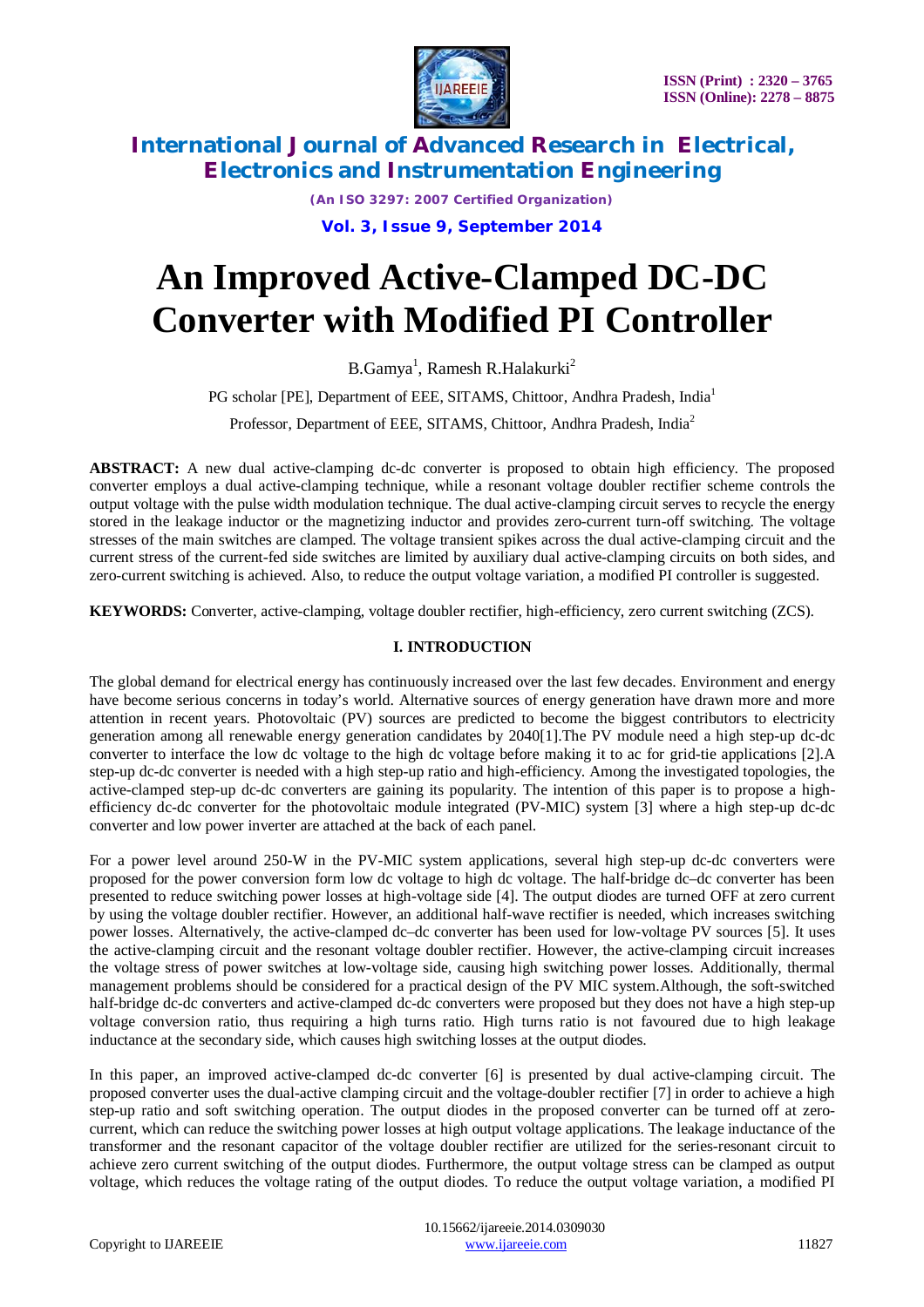# An Improved Active-Clamped DC-DC Converter with Modified PI Controller

B.Gamya[1], Ramesh R.Halakurki[2]

PG scholar [PE], Department of EEE, SITAMS, Chittoor, Andhra Pradesh, India[1]

Professor, Department of EEE, SITAMS, Chittoor, Andhra Pradesh, India[2]

**ABSTRACT:** A new dual active-clamping dc-dc converter is proposed to obtain high efficiency. The proposed converter employs a dual active-clamping technique, while a resonant voltage doubler rectifier scheme controls the output voltage with the pulse width modulation technique. The dual active-clamping circuit serves to recycle the energy stored in the leakage inductor or the magnetizing inductor and provides zero-current turn-off switching. The voltage stresses of the main switches are clamped. The voltage transient spikes across the dual active-clamping circuit and the current stress of the current-fed side switches are limited by auxiliary dual active-clamping circuits on both sides, and zero-current switching is achieved. Also, to reduce the output voltage variation, a modified PI controller is suggested.

**KEYWORDS:** Converter, active-clamping, voltage doubler rectifier, high-efficiency, zero current switching (ZCS).

## I. INTRODUCTION

The global demand for electrical energy has continuously increased over the last few decades. Environment and energy have become serious concerns in today's world. Alternative sources of energy generation have drawn more and more attention in recent years. Photovoltaic (PV) sources are predicted to become the biggest contributors to electricity generation among all renewable energy generation candidates by 2040[1].The PV module need a high step-up dc-dc converter to interface the low dc voltage to the high dc voltage before making it to ac for grid-tie applications [2].A step-up dc-dc converter is needed with a high step-up ratio and high-efficiency. Among the investigated topologies, the active-clamped step-up dc-dc converters are gaining its popularity. The intention of this paper is to propose a high-efficiency dc-dc converter for the photovoltaic module integrated (PV-MIC) system [3] where a high step-up dc-dc converter and low power inverter are attached at the back of each panel.

For a power level around 250-W in the PV-MIC system applications, several high step-up dc-dc converters were proposed for the power conversion form low dc voltage to high dc voltage. The half-bridge dc–dc converter has been presented to reduce switching power losses at high-voltage side [4]. The output diodes are turned OFF at zero current by using the voltage doubler rectifier. However, an additional half-wave rectifier is needed, which increases switching power losses. Alternatively, the active-clamped dc–dc converter has been used for low-voltage PV sources [5]. It uses the active-clamping circuit and the resonant voltage doubler rectifier. However, the active-clamping circuit increases the voltage stress of power switches at low-voltage side, causing high switching power losses. Additionally, thermal management problems should be considered for a practical design of the PV MIC system.Although, the soft-switched half-bridge dc-dc converters and active-clamped dc-dc converters were proposed but they does not have a high step-up voltage conversion ratio, thus requiring a high turns ratio. High turns ratio is not favoured due to high leakage inductance at the secondary side, which causes high switching losses at the output diodes.

In this paper, an improved active-clamped dc-dc converter [6] is presented by dual active-clamping circuit. The proposed converter uses the dual-active clamping circuit and the voltage-doubler rectifier [7] in order to achieve a high step-up ratio and soft switching operation. The output diodes in the proposed converter can be turned off at zero-current, which can reduce the switching power losses at high output voltage applications. The leakage inductance of the transformer and the resonant capacitor of the voltage doubler rectifier are utilized for the series-resonant circuit to achieve zero current switching of the output diodes. Furthermore, the output voltage stress can be clamped as output voltage, which reduces the voltage rating of the output diodes. To reduce the output voltage variation, a modified PI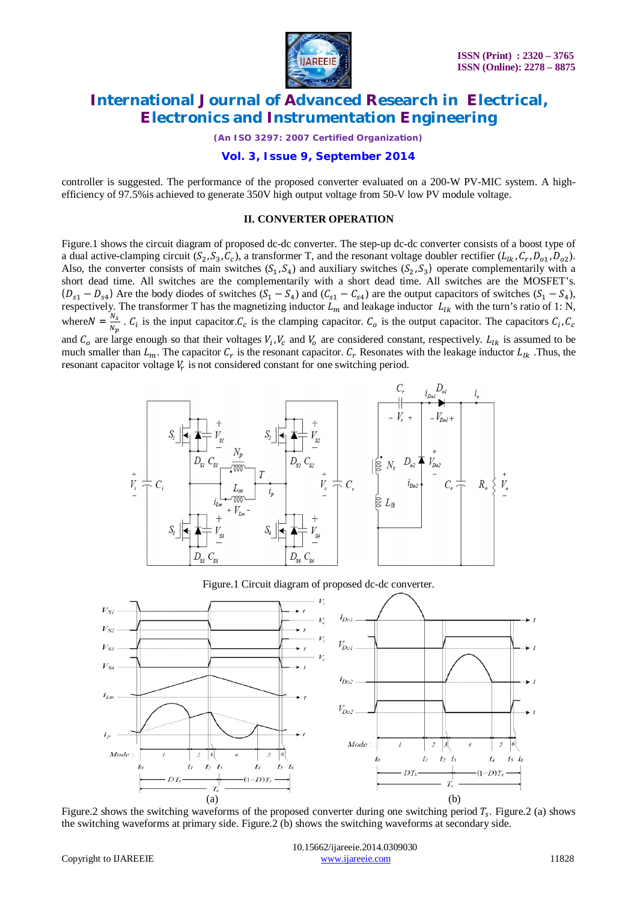controller is suggested. The performance of the proposed converter evaluated on a 200-W PV-MIC system. A high-efficiency of 97.5%is achieved to generate 350V high output voltage from 50-V low PV module voltage.

## II. CONVERTER OPERATION

Figure.1 shows the circuit diagram of proposed dc-dc converter. The step-up dc-dc converter consists of a boost type of a dual active-clamping circuit ($S_2$,$S_3$,$C_c$), a transformer T, and the resonant voltage doubler rectifier ($L_{lk}$,$C_r$,$D_{o1}$,$D_{o2}$). Also, the converter consists of main switches ($S_1$,$S_4$) and auxiliary switches ($S_2$,$S_3$) operate complementarily with a short dead time. All switches are the complementarily with a short dead time. All switches are the MOSFET's. ($D_{s1} - D_{s4}$) Are the body diodes of switches ($S_1 - S_4$) and ($C_{s1} - C_{s4}$) are the output capacitors of switches ($S_1 - S_4$), respectively. The transformer T has the magnetizing inductor $L_m$ and leakage inductor $L_{lk}$ with the turn's ratio of 1: N, where$N = \frac{N_s}{N_p}$ . $C_i$ is the input capacitor.$C_c$ is the clamping capacitor. $C_o$ is the output capacitor. The capacitors $C_i$,$C_c$ and $C_o$ are large enough so that their voltages $V_i$,$V_c$ and $V_o$ are considered constant, respectively. $L_{lk}$ is assumed to be much smaller than $L_m$. The capacitor $C_r$ is the resonant capacitor. $C_r$ Resonates with the leakage inductor $L_{lk}$ .Thus, the resonant capacitor voltage $V_r$ is not considered constant for one switching period.

Figure.1 Circuit diagram of proposed dc-dc converter.

(a) (b)

Figure.2 shows the switching waveforms of the proposed converter during one switching period $T_s$. Figure.2 (a) shows the switching waveforms at primary side. Figure.2 (b) shows the switching waveforms at secondary side.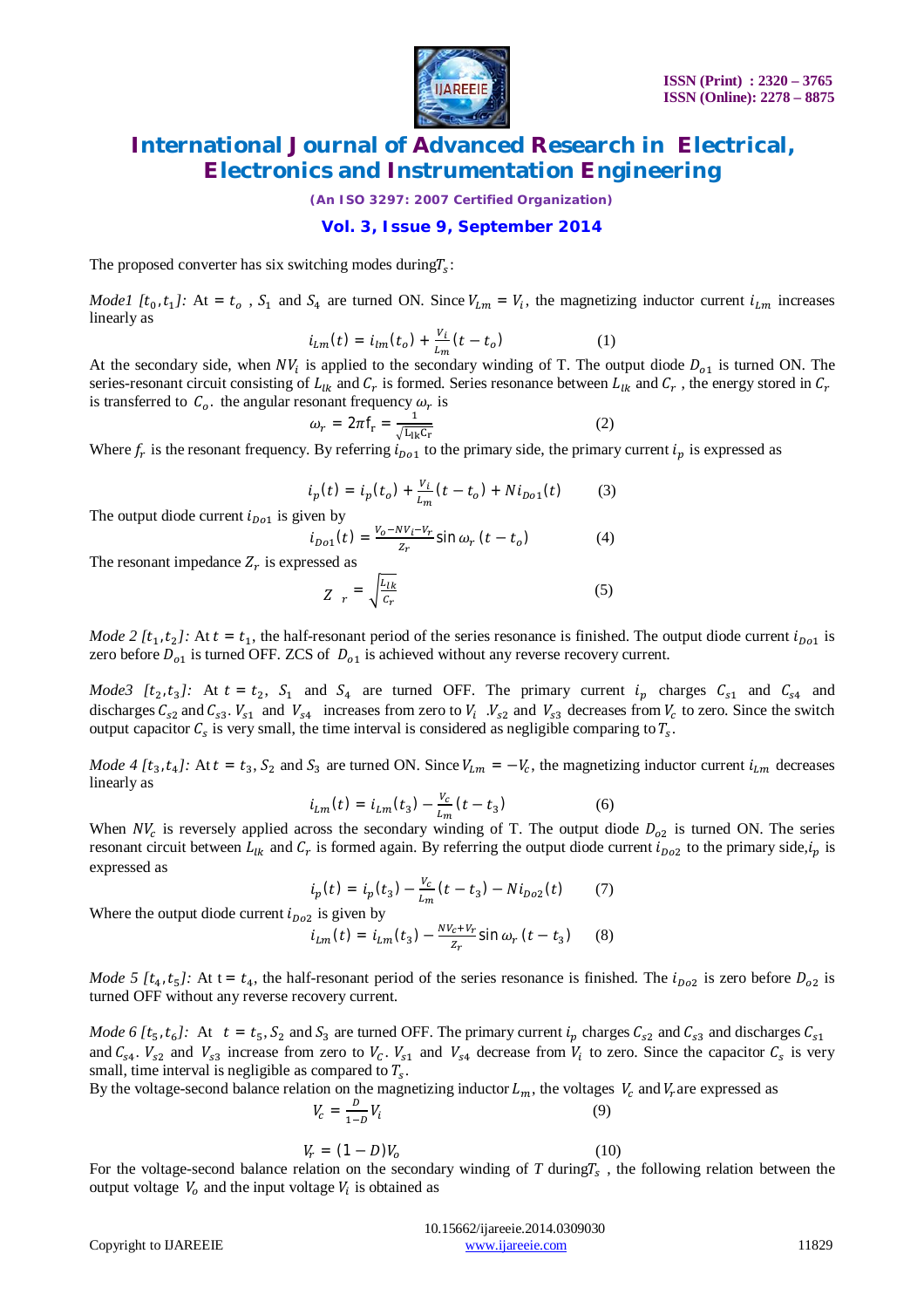The proposed converter has six switching modes during$T_s$:

*Mode1 $[t_0,t_1]$:* At $= t_o$ , $S_1$ and $S_4$ are turned ON. Since $V_{Lm} = V_i$, the magnetizing inductor current $i_{Lm}$ increases linearly as

$$i_{Lm}(t) = i_{lm}(t_o) + \frac{V_i}{L_m}(t - t_o) \qquad (1)$$

At the secondary side, when $NV_i$ is applied to the secondary winding of T. The output diode $D_{o1}$ is turned ON. The series-resonant circuit consisting of $L_{lk}$ and $C_r$ is formed. Series resonance between $L_{lk}$ and $C_r$ , the energy stored in $C_r$ is transferred to $C_o$. the angular resonant frequency $\omega_r$ is

$$\omega_r = 2\pi f_r = \frac{1}{\sqrt{L_{lk}C_r}} \qquad (2)$$

Where $f_r$ is the resonant frequency. By referring $i_{Do1}$ to the primary side, the primary current $i_p$ is expressed as

$$i_p(t) = i_p(t_o) + \frac{V_i}{L_m}(t - t_o) + Ni_{Do1}(t) \qquad (3)$$

The output diode current $i_{Do1}$ is given by

$$i_{Do1}(t) = \frac{V_o - NV_i - V_r}{Z_r}\sin\omega_r(t - t_o) \qquad (4)$$

The resonant impedance $Z_r$ is expressed as

$$Z_r = \sqrt{\frac{L_{lk}}{C_r}} \qquad (5)$$

*Mode 2 $[t_1,t_2]$:* At $t = t_1$, the half-resonant period of the series resonance is finished. The output diode current $i_{Do1}$ is zero before $D_{o1}$ is turned OFF. ZCS of $D_{o1}$ is achieved without any reverse recovery current.

*Mode3 $[t_2,t_3]$:* At $t = t_2$, $S_1$ and $S_4$ are turned OFF. The primary current $i_p$ charges $C_{s1}$ and $C_{s4}$ and discharges $C_{s2}$ and $C_{s3}$. $V_{s1}$ and $V_{s4}$ increases from zero to $V_i$ .$V_{s2}$ and $V_{s3}$ decreases from $V_c$ to zero. Since the switch output capacitor $C_s$ is very small, the time interval is considered as negligible comparing to $T_s$.

*Mode 4 $[t_3,t_4]$:* At $t = t_3$, $S_2$ and $S_3$ are turned ON. Since $V_{Lm} = -V_c$, the magnetizing inductor current $i_{Lm}$ decreases linearly as

$$i_{Lm}(t) = i_{Lm}(t_3) - \frac{V_c}{L_m}(t - t_3) \qquad (6)$$

When $NV_c$ is reversely applied across the secondary winding of T. The output diode $D_{o2}$ is turned ON. The series resonant circuit between $L_{lk}$ and $C_r$ is formed again. By referring the output diode current $i_{Do2}$ to the primary side,$i_p$ is expressed as

$$i_p(t) = i_p(t_3) - \frac{V_c}{L_m}(t - t_3) - Ni_{Do2}(t) \qquad (7)$$

Where the output diode current $i_{Do2}$ is given by

$$i_{Lm}(t) = i_{Lm}(t_3) - \frac{NV_c + V_r}{Z_r}\sin\omega_r(t - t_3) \qquad (8)$$

*Mode 5 $[t_4,t_5]$:* At $t = t_4$, the half-resonant period of the series resonance is finished. The $i_{Do2}$ is zero before $D_{o2}$ is turned OFF without any reverse recovery current.

*Mode 6 $[t_5,t_6]$:* At $t = t_5$, $S_2$ and $S_3$ are turned OFF. The primary current $i_p$ charges $C_{s2}$ and $C_{s3}$ and discharges $C_{s1}$ and $C_{s4}$. $V_{s2}$ and $V_{s3}$ increase from zero to $V_C$. $V_{s1}$ and $V_{s4}$ decrease from $V_i$ to zero. Since the capacitor $C_s$ is very small, time interval is negligible as compared to $T_s$.

By the voltage-second balance relation on the magnetizing inductor $L_m$, the voltages $V_c$ and $V_r$ are expressed as

$$V_c = \frac{D}{1-D}V_i \qquad (9)$$

$$V_r = (1 - D)V_o \qquad (10)$$

For the voltage-second balance relation on the secondary winding of $T$ during$T_s$ , the following relation between the output voltage $V_o$ and the input voltage $V_i$ is obtained as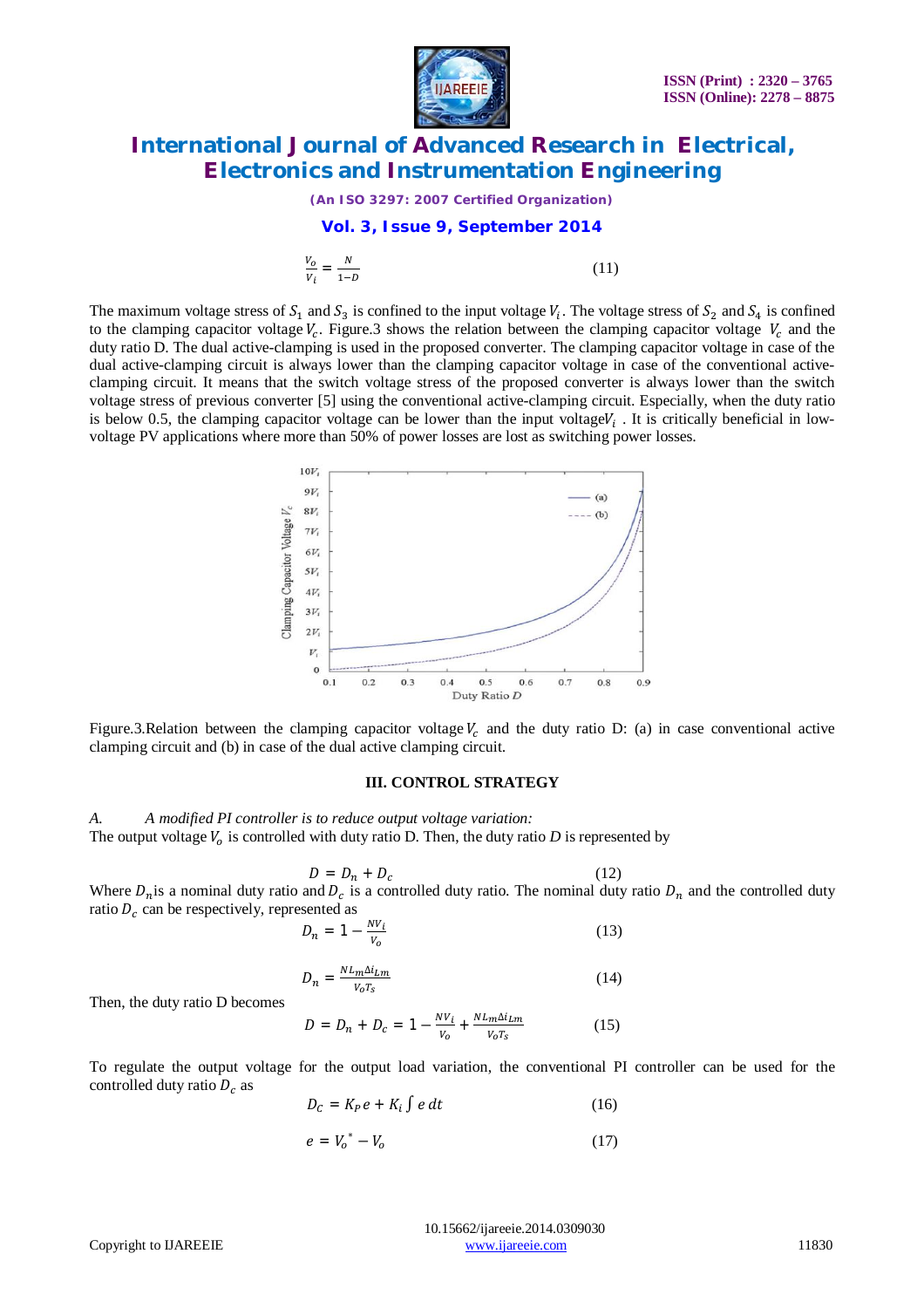$$\frac{V_o}{V_i} = \frac{N}{1-D} \tag{11}$$

The maximum voltage stress of $S_1$ and $S_3$ is confined to the input voltage $V_i$. The voltage stress of $S_2$ and $S_4$ is confined to the clamping capacitor voltage $V_c$. Figure.3 shows the relation between the clamping capacitor voltage $V_c$ and the duty ratio D. The dual active-clamping is used in the proposed converter. The clamping capacitor voltage in case of the dual active-clamping circuit is always lower than the clamping capacitor voltage in case of the conventional active-clamping circuit. It means that the switch voltage stress of the proposed converter is always lower than the switch voltage stress of previous converter [5] using the conventional active-clamping circuit. Especially, when the duty ratio is below 0.5, the clamping capacitor voltage can be lower than the input voltage $V_i$ . It is critically beneficial in low-voltage PV applications where more than 50% of power losses are lost as switching power losses.

Figure.3.Relation between the clamping capacitor voltage $V_c$ and the duty ratio D: (a) in case conventional active clamping circuit and (b) in case of the dual active clamping circuit.

## III. CONTROL STRATEGY

*A. A modified PI controller is to reduce output voltage variation:*

The output voltage $V_o$ is controlled with duty ratio D. Then, the duty ratio $D$ is represented by

$$D = D_n + D_c \tag{12}$$

Where $D_n$ is a nominal duty ratio and $D_c$ is a controlled duty ratio. The nominal duty ratio $D_n$ and the controlled duty ratio $D_c$ can be respectively, represented as

$$D_n = 1 - \frac{NV_i}{V_o} \tag{13}$$

$$D_n = \frac{NL_m \Delta i_{Lm}}{V_o T_s} \tag{14}$$

Then, the duty ratio D becomes

$$D = D_n + D_c = 1 - \frac{NV_i}{V_o} + \frac{NL_m \Delta i_{Lm}}{V_o T_s} \tag{15}$$

To regulate the output voltage for the output load variation, the conventional PI controller can be used for the controlled duty ratio $D_c$ as

$$D_C = K_P e + K_i \int e\, dt \tag{16}$$

$$e = V_o^* - V_o \tag{17}$$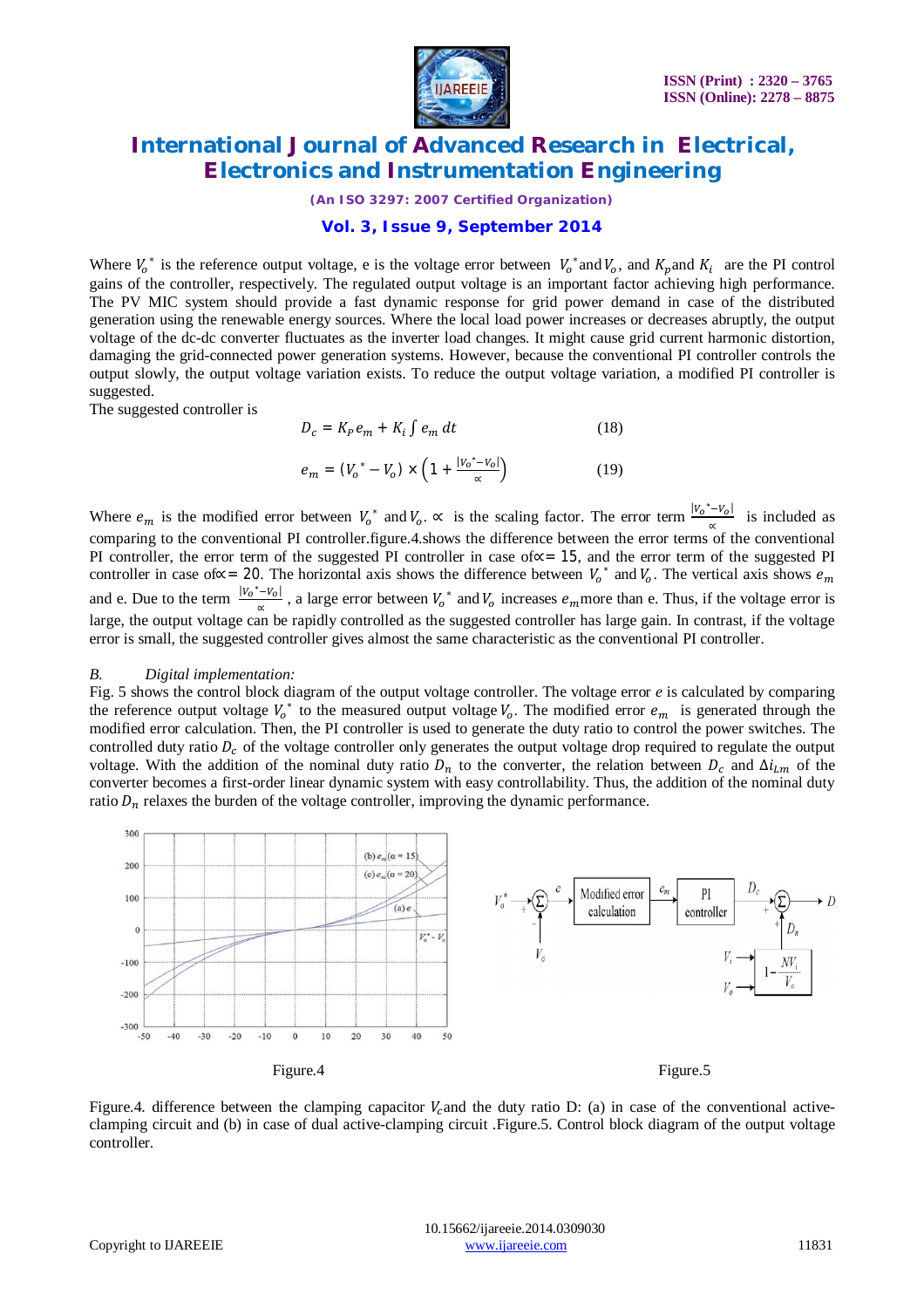Where $V_o^*$ is the reference output voltage, e is the voltage error between $V_o^*$ and $V_o$, and $K_p$ and $K_i$ are the PI control gains of the controller, respectively. The regulated output voltage is an important factor achieving high performance. The PV MIC system should provide a fast dynamic response for grid power demand in case of the distributed generation using the renewable energy sources. Where the local load power increases or decreases abruptly, the output voltage of the dc-dc converter fluctuates as the inverter load changes. It might cause grid current harmonic distortion, damaging the grid-connected power generation systems. However, because the conventional PI controller controls the output slowly, the output voltage variation exists. To reduce the output voltage variation, a modified PI controller is suggested.

The suggested controller is

$$D_c = K_P e_m + K_i \int e_m \, dt \qquad (18)$$

$$e_m = (V_o^* - V_o) \times \left(1 + \frac{|V_o^* - V_o|}{\propto}\right) \qquad (19)$$

Where $e_m$ is the modified error between $V_o^*$ and $V_o$. $\propto$ is the scaling factor. The error term $\frac{|V_o^* - V_o|}{\propto}$ is included as comparing to the conventional PI controller.figure.4.shows the difference between the error terms of the conventional PI controller, the error term of the suggested PI controller in case of $\propto = 15$, and the error term of the suggested PI controller in case of $\propto = 20$. The horizontal axis shows the difference between $V_o^*$ and $V_o$. The vertical axis shows $e_m$ and e. Due to the term $\frac{|V_o^* - V_o|}{\propto}$, a large error between $V_o^*$ and $V_o$ increases $e_m$ more than e. Thus, if the voltage error is large, the output voltage can be rapidly controlled as the suggested controller has large gain. In contrast, if the voltage error is small, the suggested controller gives almost the same characteristic as the conventional PI controller.

### *B. Digital implementation:*

Fig. 5 shows the control block diagram of the output voltage controller. The voltage error *e* is calculated by comparing the reference output voltage $V_o^*$ to the measured output voltage $V_o$. The modified error $e_m$ is generated through the modified error calculation. Then, the PI controller is used to generate the duty ratio to control the power switches. The controlled duty ratio $D_c$ of the voltage controller only generates the output voltage drop required to regulate the output voltage. With the addition of the nominal duty ratio $D_n$ to the converter, the relation between $D_c$ and $\Delta i_{Lm}$ of the converter becomes a first-order linear dynamic system with easy controllability. Thus, the addition of the nominal duty ratio $D_n$ relaxes the burden of the voltage controller, improving the dynamic performance.

Figure.4

Figure.5

Figure.4. difference between the clamping capacitor $V_c$ and the duty ratio D: (a) in case of the conventional active-clamping circuit and (b) in case of dual active-clamping circuit .Figure.5. Control block diagram of the output voltage controller.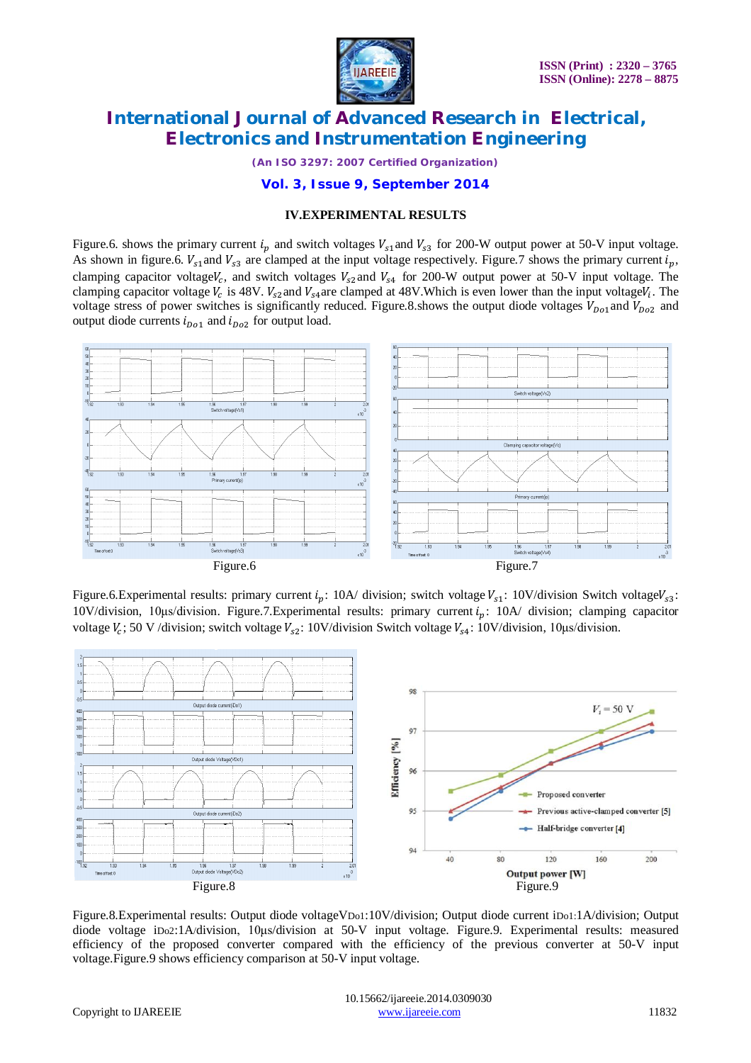### IV.EXPERIMENTAL RESULTS

Figure.6. shows the primary current $i_p$ and switch voltages $V_{s1}$ and $V_{s3}$ for 200-W output power at 50-V input voltage. As shown in figure.6. $V_{s1}$ and $V_{s3}$ are clamped at the input voltage respectively. Figure.7 shows the primary current $i_p$, clamping capacitor voltage $V_c$, and switch voltages $V_{s2}$ and $V_{s4}$ for 200-W output power at 50-V input voltage. The clamping capacitor voltage $V_c$ is 48V. $V_{s2}$ and $V_{s4}$ are clamped at 48V.Which is even lower than the input voltage $V_i$. The voltage stress of power switches is significantly reduced. Figure.8.shows the output diode voltages $V_{Do1}$ and $V_{Do2}$ and output diode currents $i_{Do1}$ and $i_{Do2}$ for output load.

Figure.6

Figure.7

Figure.6.Experimental results: primary current $i_p$: 10A/ division; switch voltage $V_{s1}$: 10V/division Switch voltage $V_{s3}$: 10V/division, 10μs/division. Figure.7.Experimental results: primary current $i_p$: 10A/ division; clamping capacitor voltage $V_c$; 50 V /division; switch voltage $V_{s2}$: 10V/division Switch voltage $V_{s4}$: 10V/division, 10μs/division.

Figure.8

Figure.9

Figure.8.Experimental results: Output diode voltage $V_{Do1}$:10V/division; Output diode current $i_{Do1}$:1A/division; Output diode voltage $i_{Do2}$:1A/division, 10μs/division at 50-V input voltage. Figure.9. Experimental results: measured efficiency of the proposed converter compared with the efficiency of the previous converter at 50-V input voltage.Figure.9 shows efficiency comparison at 50-V input voltage.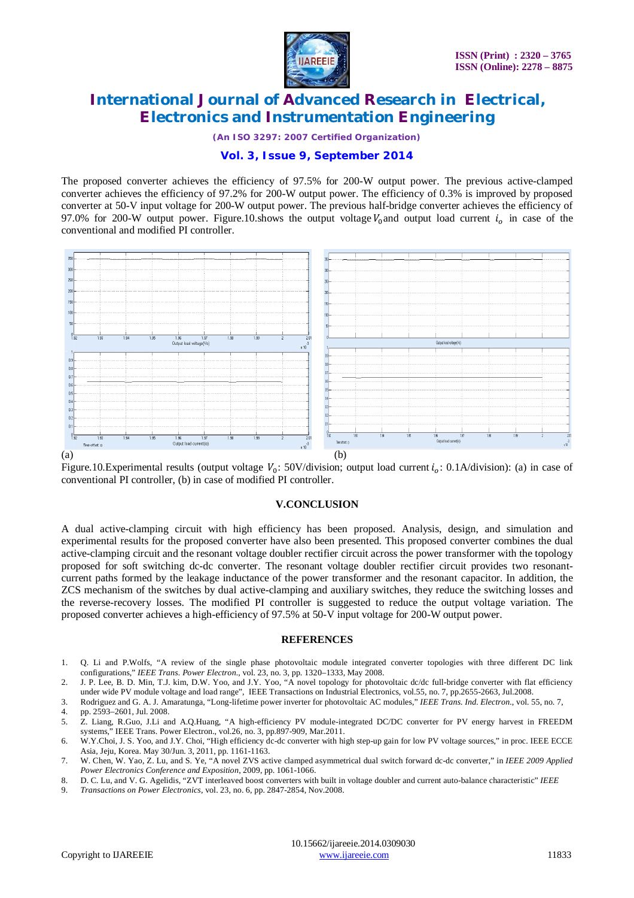The proposed converter achieves the efficiency of 97.5% for 200-W output power. The previous active-clamped converter achieves the efficiency of 97.2% for 200-W output power. The efficiency of 0.3% is improved by proposed converter at 50-V input voltage for 200-W output power. The previous half-bridge converter achieves the efficiency of 97.0% for 200-W output power. Figure.10.shows the output voltage $V_0$ and output load current $i_o$ in case of the conventional and modified PI controller.

(a) (b)

Figure.10.Experimental results (output voltage $V_0$: 50V/division; output load current $i_o$: 0.1A/division): (a) in case of conventional PI controller, (b) in case of modified PI controller.

## V.CONCLUSION

A dual active-clamping circuit with high efficiency has been proposed. Analysis, design, and simulation and experimental results for the proposed converter have also been presented. This proposed converter combines the dual active-clamping circuit and the resonant voltage doubler rectifier circuit across the power transformer with the topology proposed for soft switching dc-dc converter. The resonant voltage doubler rectifier circuit provides two resonant-current paths formed by the leakage inductance of the power transformer and the resonant capacitor. In addition, the ZCS mechanism of the switches by dual active-clamping and auxiliary switches, they reduce the switching losses and the reverse-recovery losses. The modified PI controller is suggested to reduce the output voltage variation. The proposed converter achieves a high-efficiency of 97.5% at 50-V input voltage for 200-W output power.

## REFERENCES

1. Q. Li and P.Wolfs, "A review of the single phase photovoltaic module integrated converter topologies with three different DC link configurations," *IEEE Trans. Power Electron.*, vol. 23, no. 3, pp. 1320–1333, May 2008.
2. J. P. Lee, B. D. Min, T.J. kim, D.W. Yoo, and J.Y. Yoo, "A novel topology for photovoltaic dc/dc full-bridge converter with flat efficiency under wide PV module voltage and load range", IEEE Transactions on Industrial Electronics, vol.55, no. 7, pp.2655-2663, Jul.2008.
3. Rodriguez and G. A. J. Amaratunga, "Long-lifetime power inverter for photovoltaic AC modules," *IEEE Trans. Ind. Electron.*, vol. 55, no. 7,
4. pp. 2593–2601, Jul. 2008.
5. Z. Liang, R.Guo, J.Li and A.Q.Huang, "A high-efficiency PV module-integrated DC/DC converter for PV energy harvest in FREEDM systems," IEEE Trans. Power Electron., vol.26, no. 3, pp.897-909, Mar.2011.
6. W.Y.Choi, J. S. Yoo, and J.Y. Choi, "High efficiency dc-dc converter with high step-up gain for low PV voltage sources," in proc. IEEE ECCE Asia, Jeju, Korea. May 30/Jun. 3, 2011, pp. 1161-1163.
7. W. Chen, W. Yao, Z. Lu, and S. Ye, "A novel ZVS active clamped asymmetrical dual switch forward dc-dc converter," in *IEEE 2009 Applied Power Electronics Conference and Exposition*, 2009, pp. 1061-1066.
8. D. C. Lu, and V. G. Agelidis, "ZVT interleaved boost converters with built in voltage doubler and current auto-balance characteristic" *IEEE*
9. *Transactions on Power Electronics*, vol. 23, no. 6, pp. 2847-2854, Nov.2008.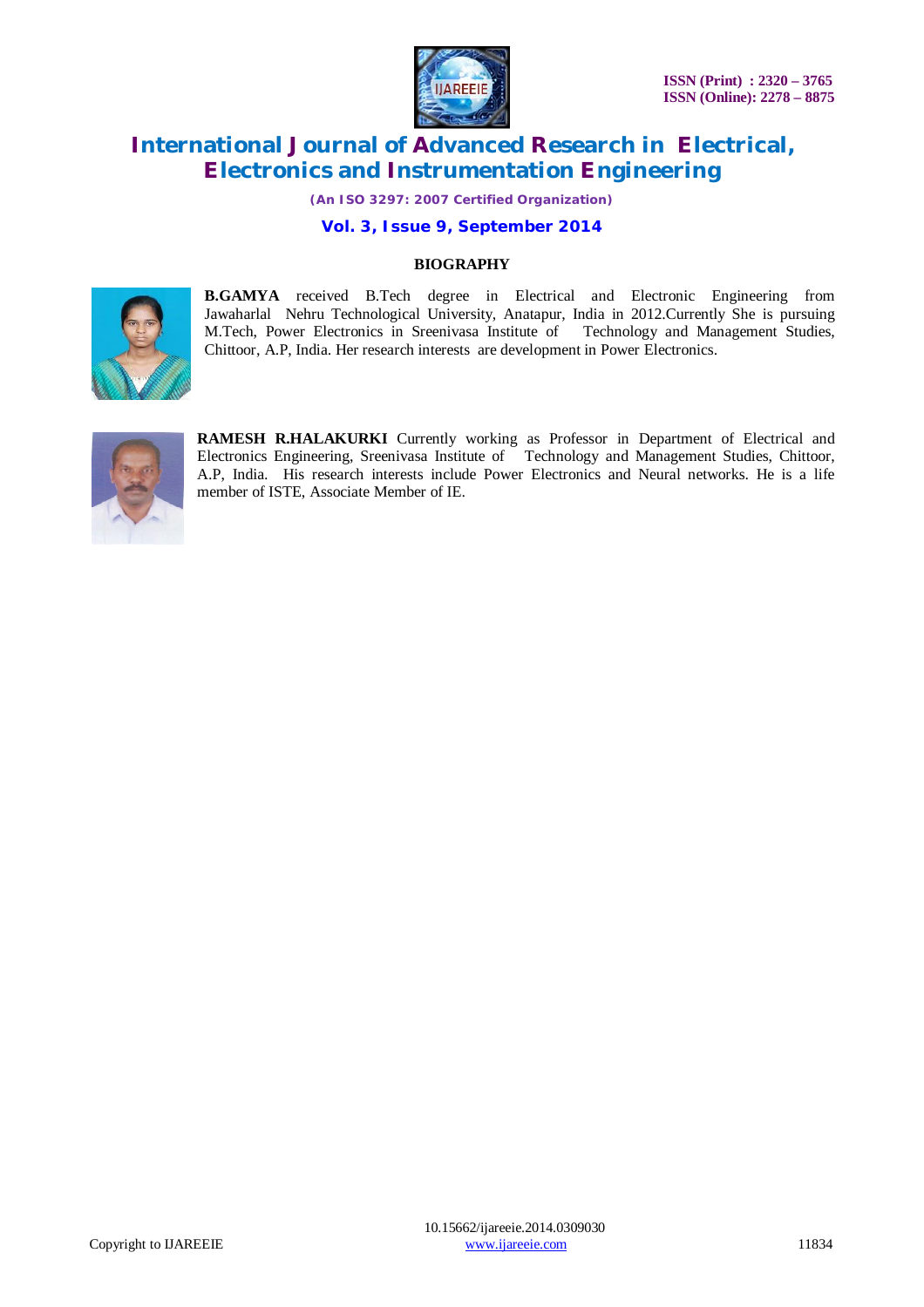**BIOGRAPHY**

**B.GAMYA** received B.Tech degree in Electrical and Electronic Engineering from Jawaharlal Nehru Technological University, Anatapur, India in 2012.Currently She is pursuing M.Tech, Power Electronics in Sreenivasa Institute of Technology and Management Studies, Chittoor, A.P, India. Her research interests are development in Power Electronics.

**RAMESH R.HALAKURKI** Currently working as Professor in Department of Electrical and Electronics Engineering, Sreenivasa Institute of Technology and Management Studies, Chittoor, A.P, India. His research interests include Power Electronics and Neural networks. He is a life member of ISTE, Associate Member of IE.